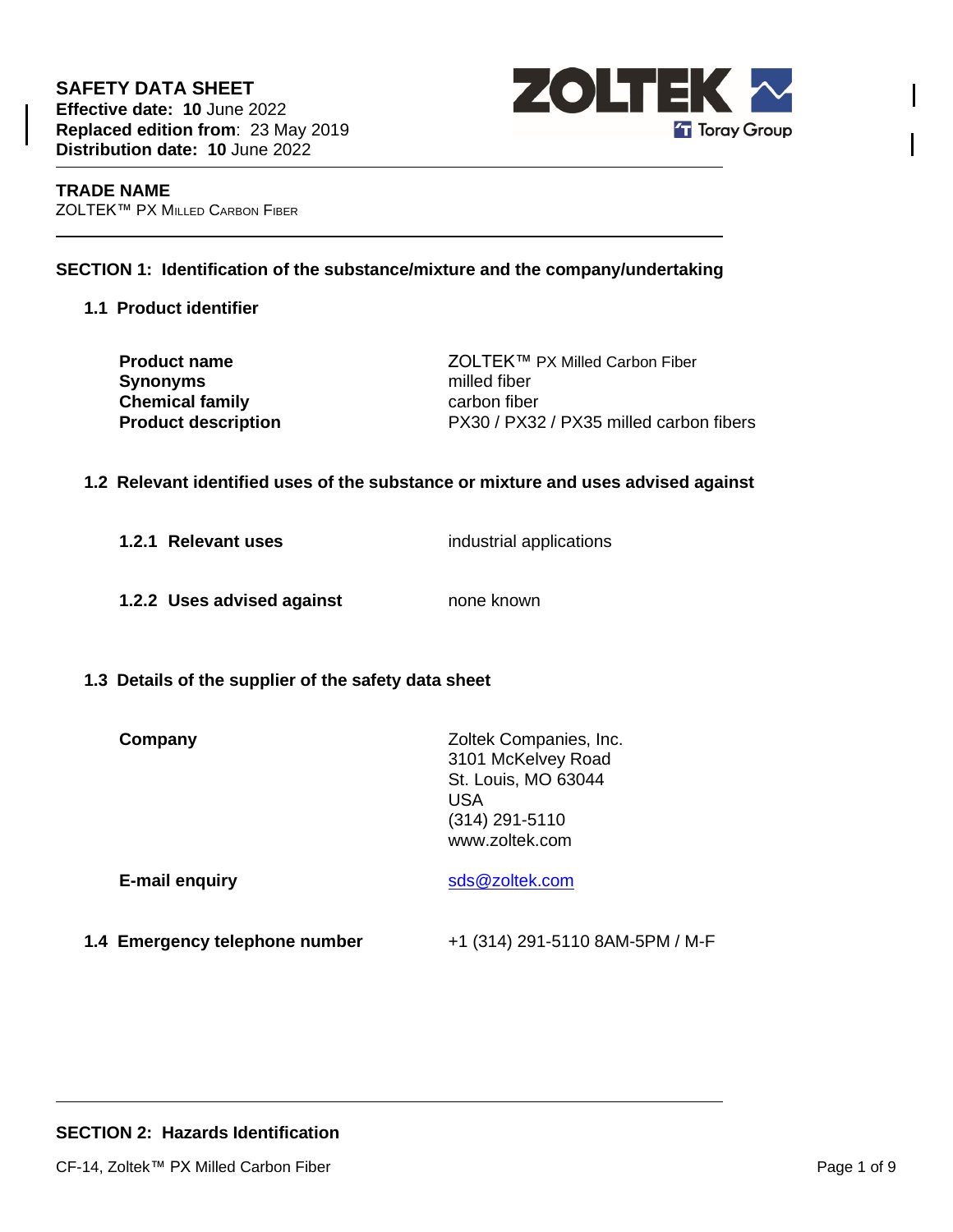# SAFETY DATA SHEET

**Effective date: 10** June 2022
**Replaced edition from**: 23 May 2019
**Distribution date: 10** June 2022

**TRADE NAME**
ZOLTEK™ PX MILLED CARBON FIBER

## SECTION 1: Identification of the substance/mixture and the company/undertaking

### 1.1 Product identifier

| | |
|---|---|
| **Product name** | ZOLTEK™ PX Milled Carbon Fiber |
| **Synonyms** | milled fiber |
| **Chemical family** | carbon fiber |
| **Product description** | PX30 / PX32 / PX35 milled carbon fibers |

### 1.2 Relevant identified uses of the substance or mixture and uses advised against

**1.2.1 Relevant uses** — industrial applications

**1.2.2 Uses advised against** — none known

### 1.3 Details of the supplier of the safety data sheet

**Company**
Zoltek Companies, Inc.
3101 McKelvey Road
St. Louis, MO 63044
USA
(314) 291-5110
www.zoltek.com

**E-mail enquiry** — sds@zoltek.com

### 1.4 Emergency telephone number

+1 (314) 291-5110 8AM-5PM / M-F

## SECTION 2: Hazards Identification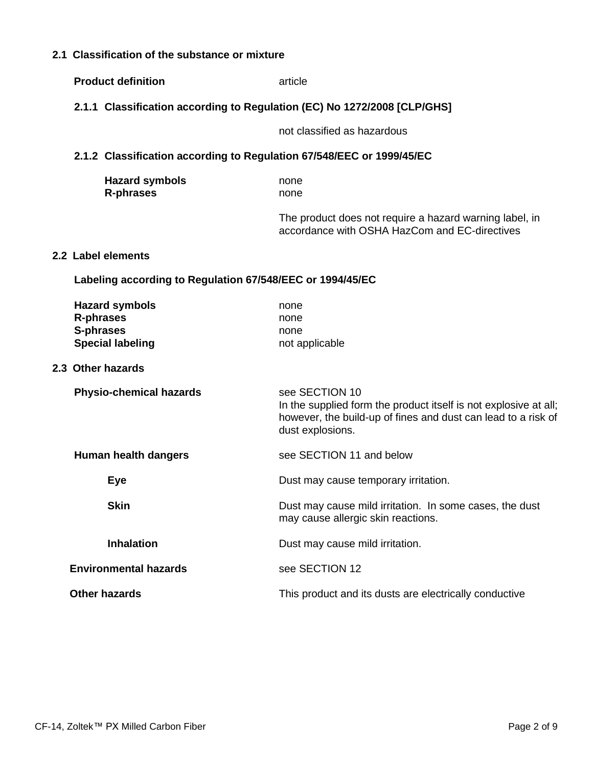## 2.1 Classification of the substance or mixture

**Product definition** article

### 2.1.1 Classification according to Regulation (EC) No 1272/2008 [CLP/GHS]

not classified as hazardous

### 2.1.2 Classification according to Regulation 67/548/EEC or 1999/45/EC

**Hazard symbols** none
**R-phrases** none

The product does not require a hazard warning label, in accordance with OSHA HazCom and EC-directives

## 2.2 Label elements

**Labeling according to Regulation 67/548/EEC or 1994/45/EC**

**Hazard symbols** none
**R-phrases** none
**S-phrases** none
**Special labeling** not applicable

## 2.3 Other hazards

**Physio-chemical hazards** see SECTION 10
In the supplied form the product itself is not explosive at all; however, the build-up of fines and dust can lead to a risk of dust explosions.

**Human health dangers** see SECTION 11 and below

**Eye** Dust may cause temporary irritation.

**Skin** Dust may cause mild irritation. In some cases, the dust may cause allergic skin reactions.

**Inhalation** Dust may cause mild irritation.

**Environmental hazards** see SECTION 12

**Other hazards** This product and its dusts are electrically conductive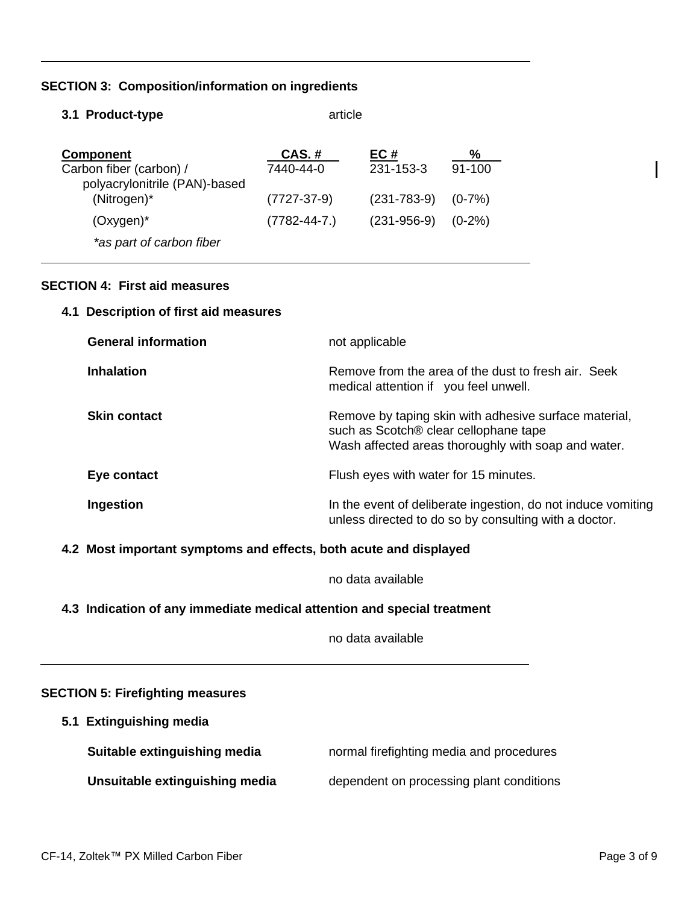## SECTION 3: Composition/information on ingredients

### 3.1 Product-type

article

| Component | CAS. # | EC # | % |
|---|---|---|---|
| Carbon fiber (carbon) / polyacrylonitrile (PAN)-based | 7440-44-0 | 231-153-3 | 91-100 |
| (Nitrogen)* | (7727-37-9) | (231-783-9) | (0-7%) |
| (Oxygen)* | (7782-44-7.) | (231-956-9) | (0-2%) |

*\*as part of carbon fiber*

## SECTION 4: First aid measures

### 4.1 Description of first aid measures

**General information**

not applicable

**Inhalation**

Remove from the area of the dust to fresh air. Seek medical attention if you feel unwell.

**Skin contact**

Remove by taping skin with adhesive surface material, such as Scotch® clear cellophane tape
Wash affected areas thoroughly with soap and water.

**Eye contact**

Flush eyes with water for 15 minutes.

**Ingestion**

In the event of deliberate ingestion, do not induce vomiting unless directed to do so by consulting with a doctor.

### 4.2 Most important symptoms and effects, both acute and displayed

no data available

### 4.3 Indication of any immediate medical attention and special treatment

no data available

## SECTION 5: Firefighting measures

### 5.1 Extinguishing media

**Suitable extinguishing media**

normal firefighting media and procedures

**Unsuitable extinguishing media**

dependent on processing plant conditions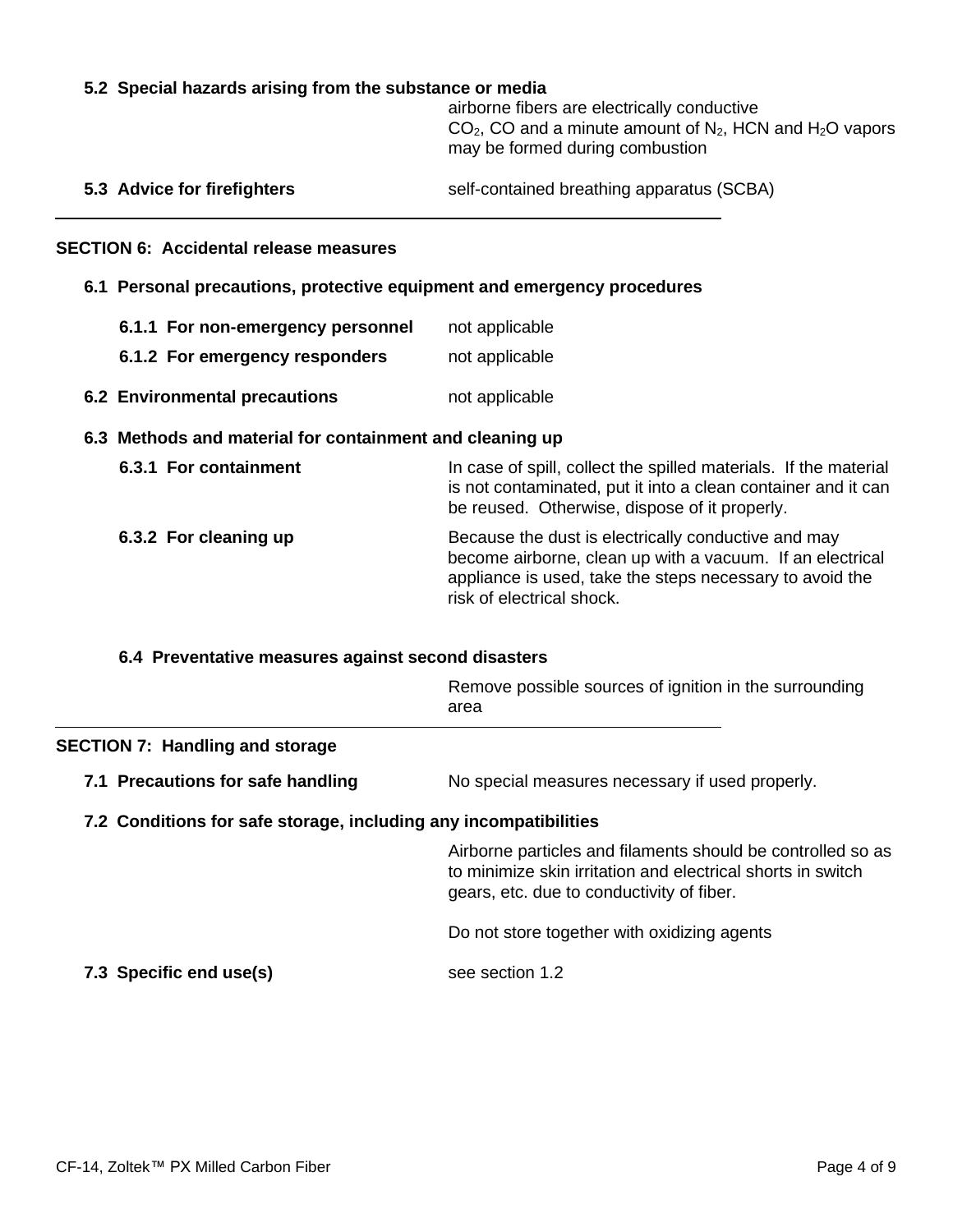**5.2 Special hazards arising from the substance or media**

airborne fibers are electrically conductive
$CO_2$, CO and a minute amount of $N_2$, HCN and $H_2O$ vapors may be formed during combustion

**5.3 Advice for firefighters** self-contained breathing apparatus (SCBA)

---

## SECTION 6: Accidental release measures

### 6.1 Personal precautions, protective equipment and emergency procedures

**6.1.1 For non-emergency personnel** not applicable

**6.1.2 For emergency responders** not applicable

**6.2 Environmental precautions** not applicable

### 6.3 Methods and material for containment and cleaning up

**6.3.1 For containment** In case of spill, collect the spilled materials. If the material is not contaminated, put it into a clean container and it can be reused. Otherwise, dispose of it properly.

**6.3.2 For cleaning up** Because the dust is electrically conductive and may become airborne, clean up with a vacuum. If an electrical appliance is used, take the steps necessary to avoid the risk of electrical shock.

### 6.4 Preventative measures against second disasters

Remove possible sources of ignition in the surrounding area

---

## SECTION 7: Handling and storage

**7.1 Precautions for safe handling** No special measures necessary if used properly.

### 7.2 Conditions for safe storage, including any incompatibilities

Airborne particles and filaments should be controlled so as to minimize skin irritation and electrical shorts in switch gears, etc. due to conductivity of fiber.

Do not store together with oxidizing agents

**7.3 Specific end use(s)** see section 1.2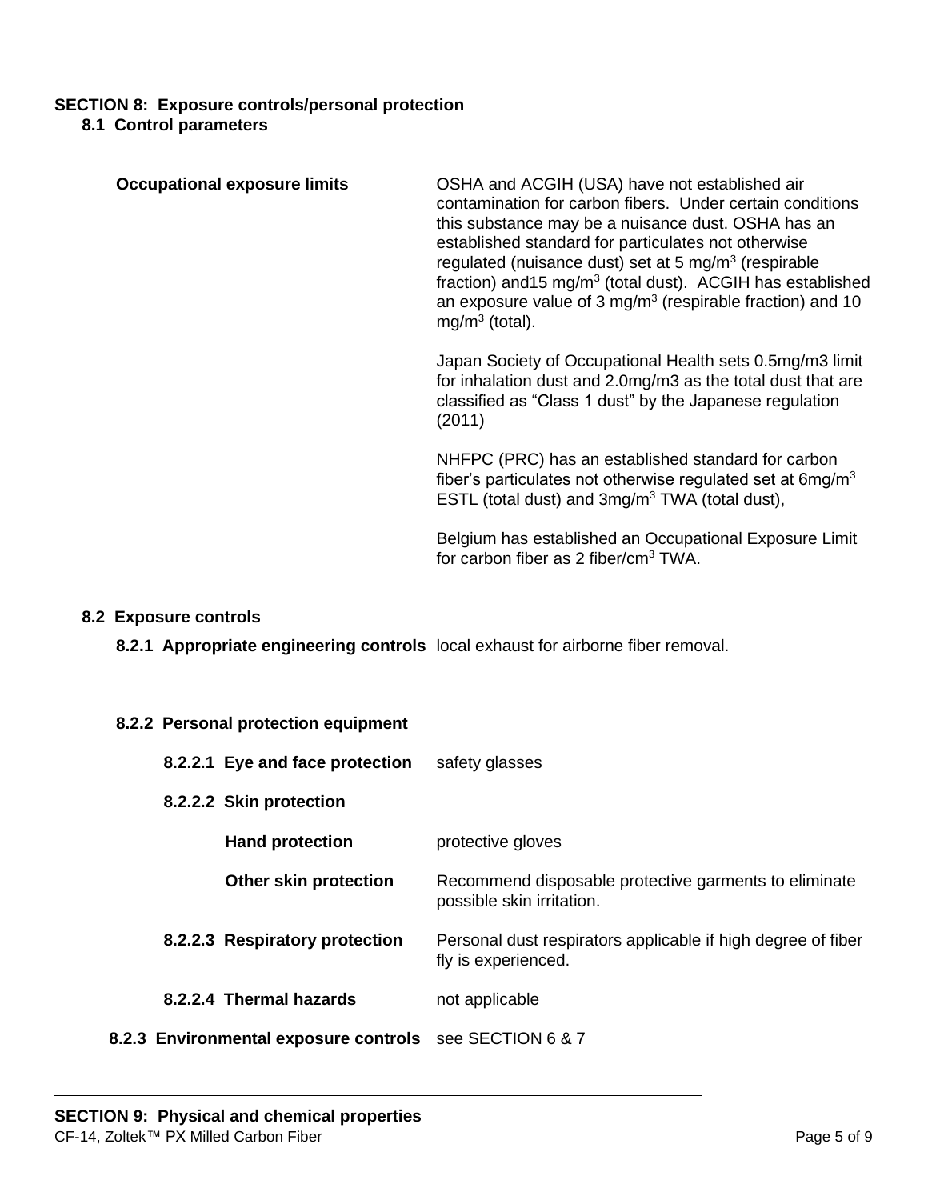## SECTION 8: Exposure controls/personal protection

### 8.1 Control parameters

**Occupational exposure limits**

OSHA and ACGIH (USA) have not established air contamination for carbon fibers. Under certain conditions this substance may be a nuisance dust. OSHA has an established standard for particulates not otherwise regulated (nuisance dust) set at 5 mg/m$^3$ (respirable fraction) and15 mg/m$^3$ (total dust). ACGIH has established an exposure value of 3 mg/m$^3$ (respirable fraction) and 10 mg/m$^3$ (total).

Japan Society of Occupational Health sets 0.5mg/m3 limit for inhalation dust and 2.0mg/m3 as the total dust that are classified as “Class 1 dust” by the Japanese regulation (2011)

NHFPC (PRC) has an established standard for carbon fiber’s particulates not otherwise regulated set at 6mg/m$^3$ ESTL (total dust) and 3mg/m$^3$ TWA (total dust),

Belgium has established an Occupational Exposure Limit for carbon fiber as 2 fiber/cm$^3$ TWA.

### 8.2 Exposure controls

**8.2.1 Appropriate engineering controls** local exhaust for airborne fiber removal.

**8.2.2 Personal protection equipment**

**8.2.2.1 Eye and face protection** safety glasses

**8.2.2.2 Skin protection**

**Hand protection** protective gloves

**Other skin protection** Recommend disposable protective garments to eliminate possible skin irritation.

**8.2.2.3 Respiratory protection** Personal dust respirators applicable if high degree of fiber fly is experienced.

**8.2.2.4 Thermal hazards** not applicable

**8.2.3 Environmental exposure controls** see SECTION 6 & 7

## SECTION 9: Physical and chemical properties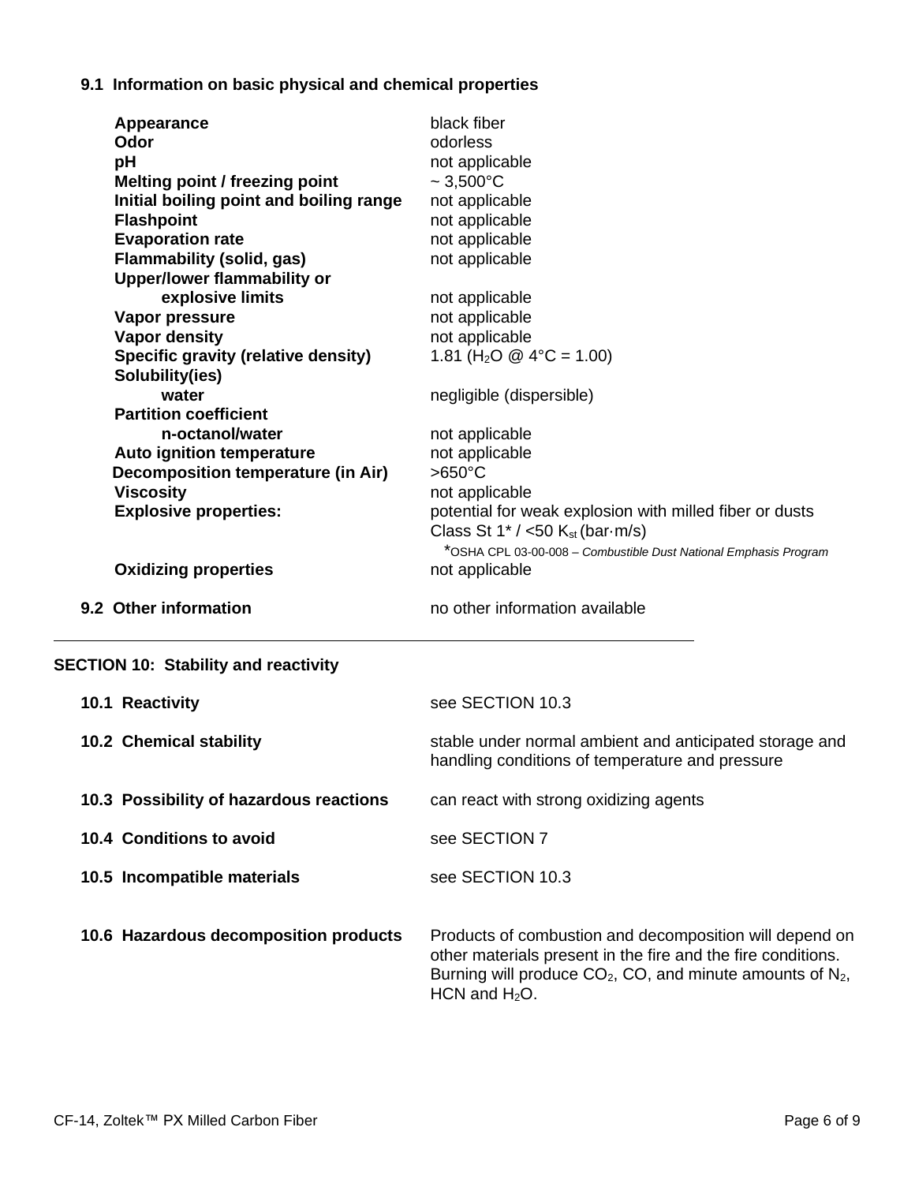### 9.1 Information on basic physical and chemical properties

| Property | Value |
|---|---|
| **Appearance** | black fiber |
| **Odor** | odorless |
| **pH** | not applicable |
| **Melting point / freezing point** | ~ 3,500°C |
| **Initial boiling point and boiling range** | not applicable |
| **Flashpoint** | not applicable |
| **Evaporation rate** | not applicable |
| **Flammability (solid, gas)** | not applicable |
| **Upper/lower flammability or explosive limits** | not applicable |
| **Vapor pressure** | not applicable |
| **Vapor density** | not applicable |
| **Specific gravity (relative density)** | 1.81 ($H_2O$ @ 4°C = 1.00) |
| **Solubility(ies)** | |
| **water** | negligible (dispersible) |
| **Partition coefficient** | |
| **n-octanol/water** | not applicable |
| **Auto ignition temperature** | not applicable |
| **Decomposition temperature (in Air)** | >650°C |
| **Viscosity** | not applicable |
| **Explosive properties:** | potential for weak explosion with milled fiber or dusts Class St 1* / <50 $K_{st}$ (bar·m/s) *OSHA CPL 03-00-008 – *Combustible Dust National Emphasis Program* |
| **Oxidizing properties** | not applicable |

### 9.2 Other information

no other information available

## SECTION 10: Stability and reactivity

**10.1 Reactivity** — see SECTION 10.3

**10.2 Chemical stability** — stable under normal ambient and anticipated storage and handling conditions of temperature and pressure

**10.3 Possibility of hazardous reactions** — can react with strong oxidizing agents

**10.4 Conditions to avoid** — see SECTION 7

**10.5 Incompatible materials** — see SECTION 10.3

**10.6 Hazardous decomposition products** — Products of combustion and decomposition will depend on other materials present in the fire and the fire conditions. Burning will produce $CO_2$, CO, and minute amounts of $N_2$, HCN and $H_2O$.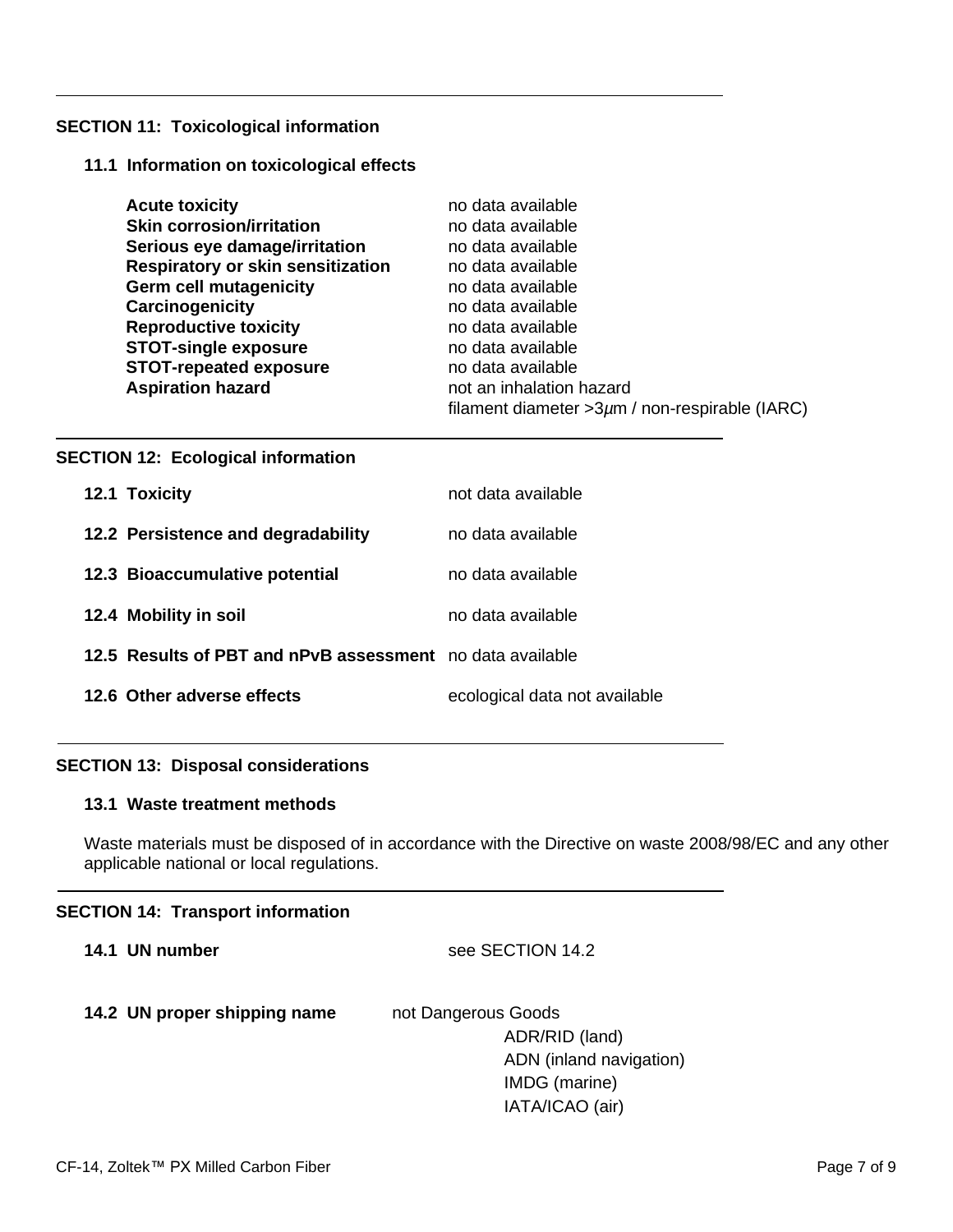## SECTION 11: Toxicological information

### 11.1 Information on toxicological effects

| | |
|---|---|
| **Acute toxicity** | no data available |
| **Skin corrosion/irritation** | no data available |
| **Serious eye damage/irritation** | no data available |
| **Respiratory or skin sensitization** | no data available |
| **Germ cell mutagenicity** | no data available |
| **Carcinogenicity** | no data available |
| **Reproductive toxicity** | no data available |
| **STOT-single exposure** | no data available |
| **STOT-repeated exposure** | no data available |
| **Aspiration hazard** | not an inhalation hazard<br>filament diameter >3$\mu$m / non-respirable (IARC) |

## SECTION 12: Ecological information

| | |
|---|---|
| **12.1 Toxicity** | not data available |
| **12.2 Persistence and degradability** | no data available |
| **12.3 Bioaccumulative potential** | no data available |
| **12.4 Mobility in soil** | no data available |
| **12.5 Results of PBT and nPvB assessment** | no data available |
| **12.6 Other adverse effects** | ecological data not available |

## SECTION 13: Disposal considerations

### 13.1 Waste treatment methods

Waste materials must be disposed of in accordance with the Directive on waste 2008/98/EC and any other applicable national or local regulations.

## SECTION 14: Transport information

**14.1 UN number** see SECTION 14.2

**14.2 UN proper shipping name** not Dangerous Goods

ADR/RID (land)
ADN (inland navigation)
IMDG (marine)
IATA/ICAO (air)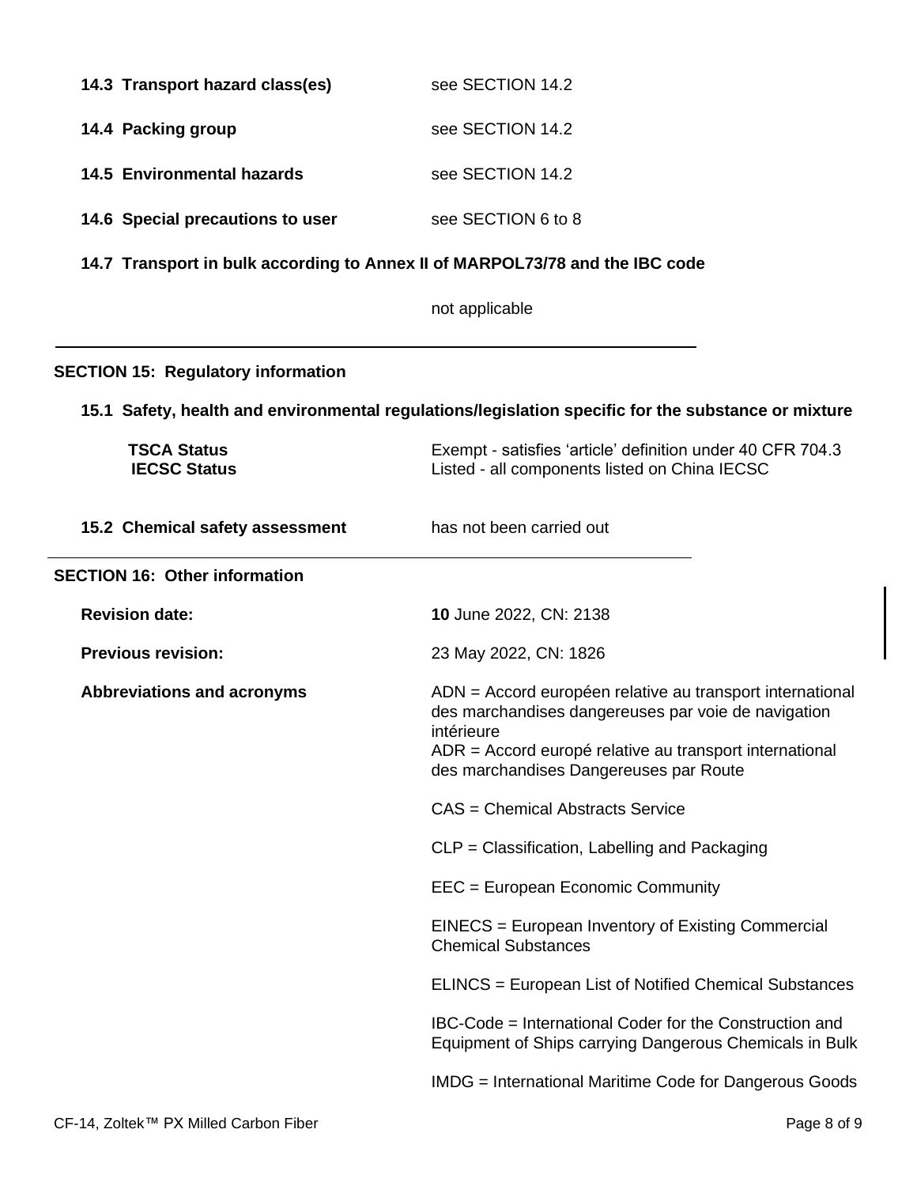**14.3 Transport hazard class(es)** see SECTION 14.2

**14.4 Packing group** see SECTION 14.2

**14.5 Environmental hazards** see SECTION 14.2

**14.6 Special precautions to user** see SECTION 6 to 8

**14.7 Transport in bulk according to Annex II of MARPOL73/78 and the IBC code**

not applicable

---

## SECTION 15: Regulatory information

### 15.1 Safety, health and environmental regulations/legislation specific for the substance or mixture

**TSCA Status** Exempt - satisfies 'article' definition under 40 CFR 704.3
**IECSC Status** Listed - all components listed on China IECSC

**15.2 Chemical safety assessment** has not been carried out

---

## SECTION 16: Other information

**Revision date:** **10** June 2022, CN: 2138

**Previous revision:** 23 May 2022, CN: 1826

**Abbreviations and acronyms**

ADN = Accord européen relative au transport international des marchandises dangereuses par voie de navigation intérieure
ADR = Accord europé relative au transport international des marchandises Dangereuses par Route

CAS = Chemical Abstracts Service

CLP = Classification, Labelling and Packaging

EEC = European Economic Community

EINECS = European Inventory of Existing Commercial Chemical Substances

ELINCS = European List of Notified Chemical Substances

IBC-Code = International Coder for the Construction and Equipment of Ships carrying Dangerous Chemicals in Bulk

IMDG = International Maritime Code for Dangerous Goods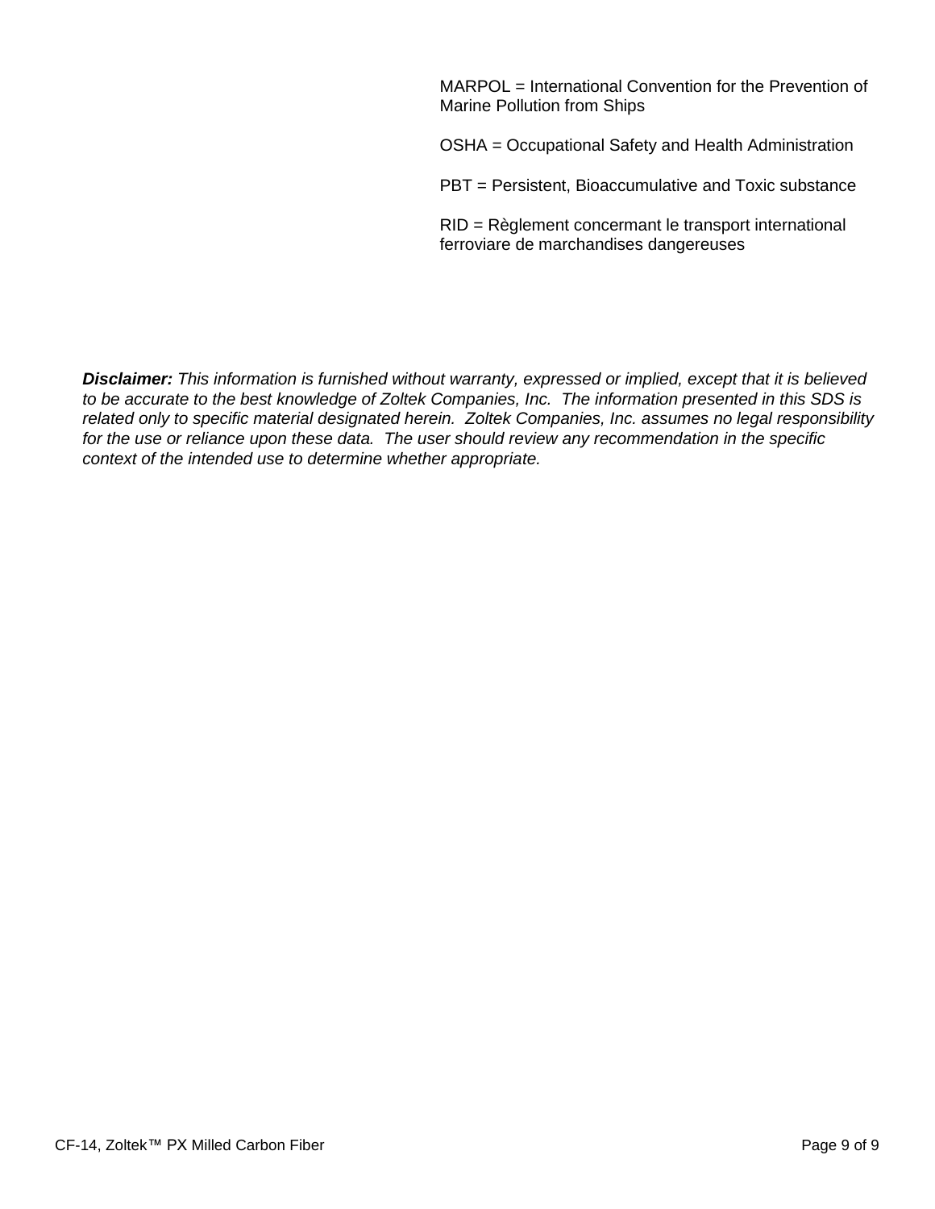MARPOL = International Convention for the Prevention of Marine Pollution from Ships

OSHA = Occupational Safety and Health Administration

PBT = Persistent, Bioaccumulative and Toxic substance

RID = Règlement concermant le transport international ferroviare de marchandises dangereuses

***Disclaimer:*** *This information is furnished without warranty, expressed or implied, except that it is believed to be accurate to the best knowledge of Zoltek Companies, Inc. The information presented in this SDS is related only to specific material designated herein. Zoltek Companies, Inc. assumes no legal responsibility for the use or reliance upon these data. The user should review any recommendation in the specific context of the intended use to determine whether appropriate.*